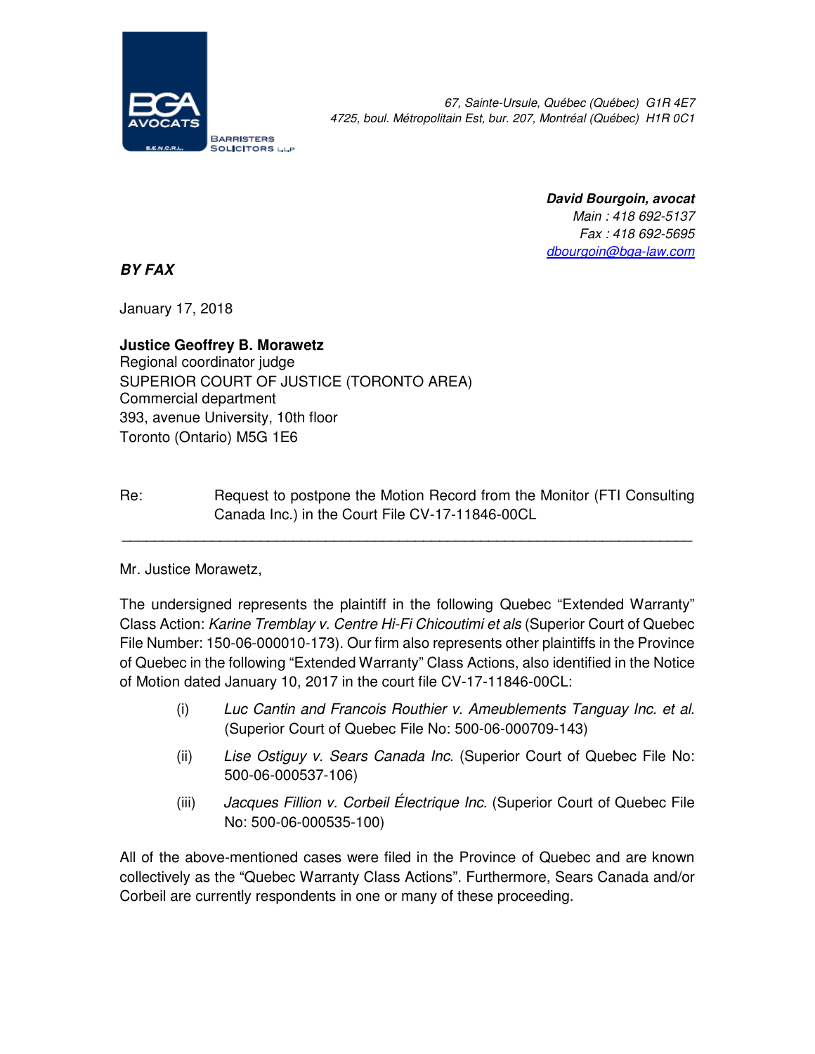**BGA AVOCATS** S.E.N.C.R.L.
BARRISTERS SOLICITORS LLP

*67, Sainte-Ursule, Québec (Québec) G1R 4E7*
*4725, boul. Métropolitain Est, bur. 207, Montréal (Québec) H1R 0C1*

***David Bourgoin, avocat***
*Main : 418 692-5137*
*Fax : 418 692-5695*
*dbourgoin@bga-law.com*

***BY FAX***

January 17, 2018

**Justice Geoffrey B. Morawetz**
Regional coordinator judge
SUPERIOR COURT OF JUSTICE (TORONTO AREA)
Commercial department
393, avenue University, 10th floor
Toronto (Ontario) M5G 1E6

Re: Request to postpone the Motion Record from the Monitor (FTI Consulting Canada Inc.) in the Court File CV-17-11846-00CL

---

Mr. Justice Morawetz,

The undersigned represents the plaintiff in the following Quebec "Extended Warranty" Class Action: *Karine Tremblay v. Centre Hi-Fi Chicoutimi et als* (Superior Court of Quebec File Number: 150-06-000010-173). Our firm also represents other plaintiffs in the Province of Quebec in the following "Extended Warranty" Class Actions, also identified in the Notice of Motion dated January 10, 2017 in the court file CV-17-11846-00CL:

(i) *Luc Cantin and Francois Routhier v. Ameublements Tanguay Inc. et al.* (Superior Court of Quebec File No: 500-06-000709-143)

(ii) *Lise Ostiguy v. Sears Canada Inc.* (Superior Court of Quebec File No: 500-06-000537-106)

(iii) *Jacques Fillion v. Corbeil Électrique Inc.* (Superior Court of Quebec File No: 500-06-000535-100)

All of the above-mentioned cases were filed in the Province of Quebec and are known collectively as the "Quebec Warranty Class Actions". Furthermore, Sears Canada and/or Corbeil are currently respondents in one or many of these proceeding.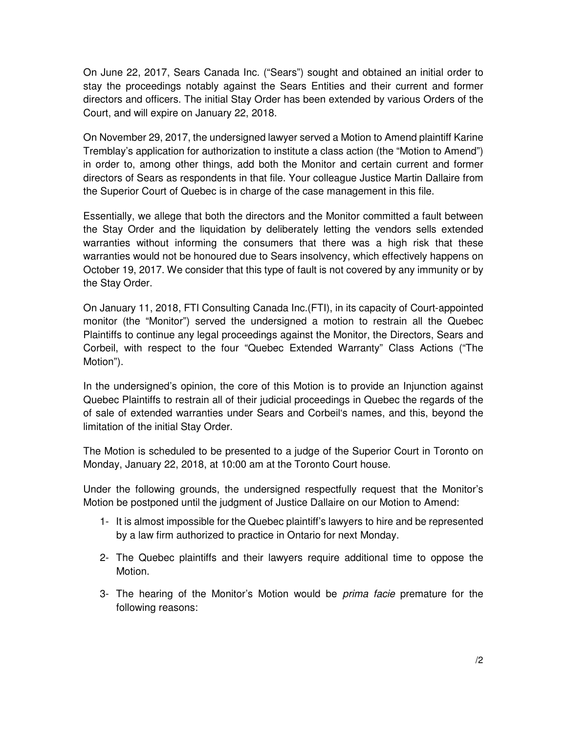On June 22, 2017, Sears Canada Inc. ("Sears") sought and obtained an initial order to stay the proceedings notably against the Sears Entities and their current and former directors and officers. The initial Stay Order has been extended by various Orders of the Court, and will expire on January 22, 2018.

On November 29, 2017, the undersigned lawyer served a Motion to Amend plaintiff Karine Tremblay's application for authorization to institute a class action (the "Motion to Amend") in order to, among other things, add both the Monitor and certain current and former directors of Sears as respondents in that file. Your colleague Justice Martin Dallaire from the Superior Court of Quebec is in charge of the case management in this file.

Essentially, we allege that both the directors and the Monitor committed a fault between the Stay Order and the liquidation by deliberately letting the vendors sells extended warranties without informing the consumers that there was a high risk that these warranties would not be honoured due to Sears insolvency, which effectively happens on October 19, 2017. We consider that this type of fault is not covered by any immunity or by the Stay Order.

On January 11, 2018, FTI Consulting Canada Inc.(FTI), in its capacity of Court-appointed monitor (the "Monitor") served the undersigned a motion to restrain all the Quebec Plaintiffs to continue any legal proceedings against the Monitor, the Directors, Sears and Corbeil, with respect to the four "Quebec Extended Warranty" Class Actions ("The Motion").

In the undersigned's opinion, the core of this Motion is to provide an Injunction against Quebec Plaintiffs to restrain all of their judicial proceedings in Quebec the regards of the of sale of extended warranties under Sears and Corbeil's names, and this, beyond the limitation of the initial Stay Order.

The Motion is scheduled to be presented to a judge of the Superior Court in Toronto on Monday, January 22, 2018, at 10:00 am at the Toronto Court house.

Under the following grounds, the undersigned respectfully request that the Monitor's Motion be postponed until the judgment of Justice Dallaire on our Motion to Amend:

1- It is almost impossible for the Quebec plaintiff's lawyers to hire and be represented by a law firm authorized to practice in Ontario for next Monday.

2- The Quebec plaintiffs and their lawyers require additional time to oppose the Motion.

3- The hearing of the Monitor's Motion would be *prima facie* premature for the following reasons: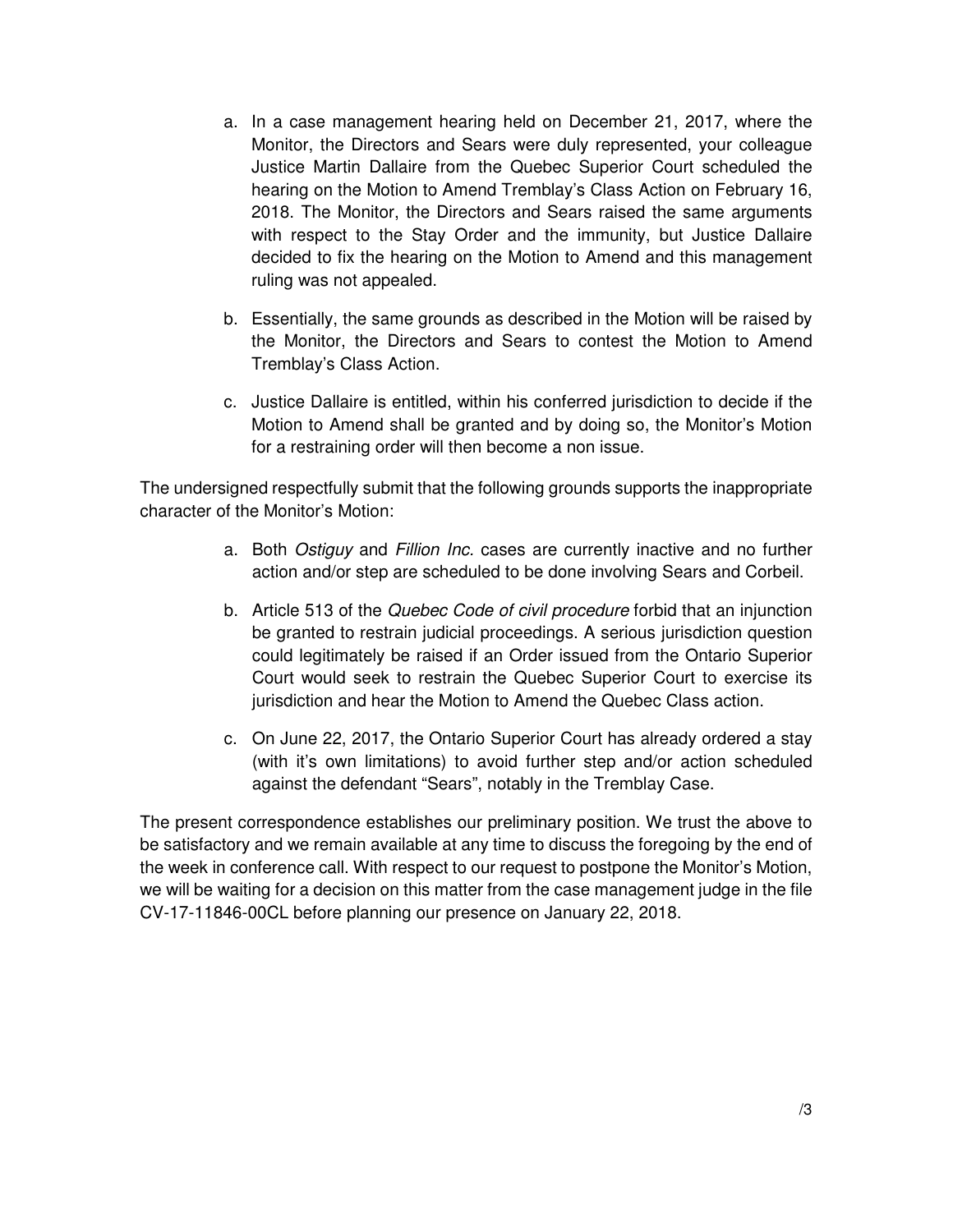a. In a case management hearing held on December 21, 2017, where the Monitor, the Directors and Sears were duly represented, your colleague Justice Martin Dallaire from the Quebec Superior Court scheduled the hearing on the Motion to Amend Tremblay's Class Action on February 16, 2018. The Monitor, the Directors and Sears raised the same arguments with respect to the Stay Order and the immunity, but Justice Dallaire decided to fix the hearing on the Motion to Amend and this management ruling was not appealed.

b. Essentially, the same grounds as described in the Motion will be raised by the Monitor, the Directors and Sears to contest the Motion to Amend Tremblay's Class Action.

c. Justice Dallaire is entitled, within his conferred jurisdiction to decide if the Motion to Amend shall be granted and by doing so, the Monitor's Motion for a restraining order will then become a non issue.

The undersigned respectfully submit that the following grounds supports the inappropriate character of the Monitor's Motion:

a. Both *Ostiguy* and *Fillion Inc.* cases are currently inactive and no further action and/or step are scheduled to be done involving Sears and Corbeil.

b. Article 513 of the *Quebec Code of civil procedure* forbid that an injunction be granted to restrain judicial proceedings. A serious jurisdiction question could legitimately be raised if an Order issued from the Ontario Superior Court would seek to restrain the Quebec Superior Court to exercise its jurisdiction and hear the Motion to Amend the Quebec Class action.

c. On June 22, 2017, the Ontario Superior Court has already ordered a stay (with it's own limitations) to avoid further step and/or action scheduled against the defendant "Sears", notably in the Tremblay Case.

The present correspondence establishes our preliminary position. We trust the above to be satisfactory and we remain available at any time to discuss the foregoing by the end of the week in conference call. With respect to our request to postpone the Monitor's Motion, we will be waiting for a decision on this matter from the case management judge in the file CV-17-11846-00CL before planning our presence on January 22, 2018.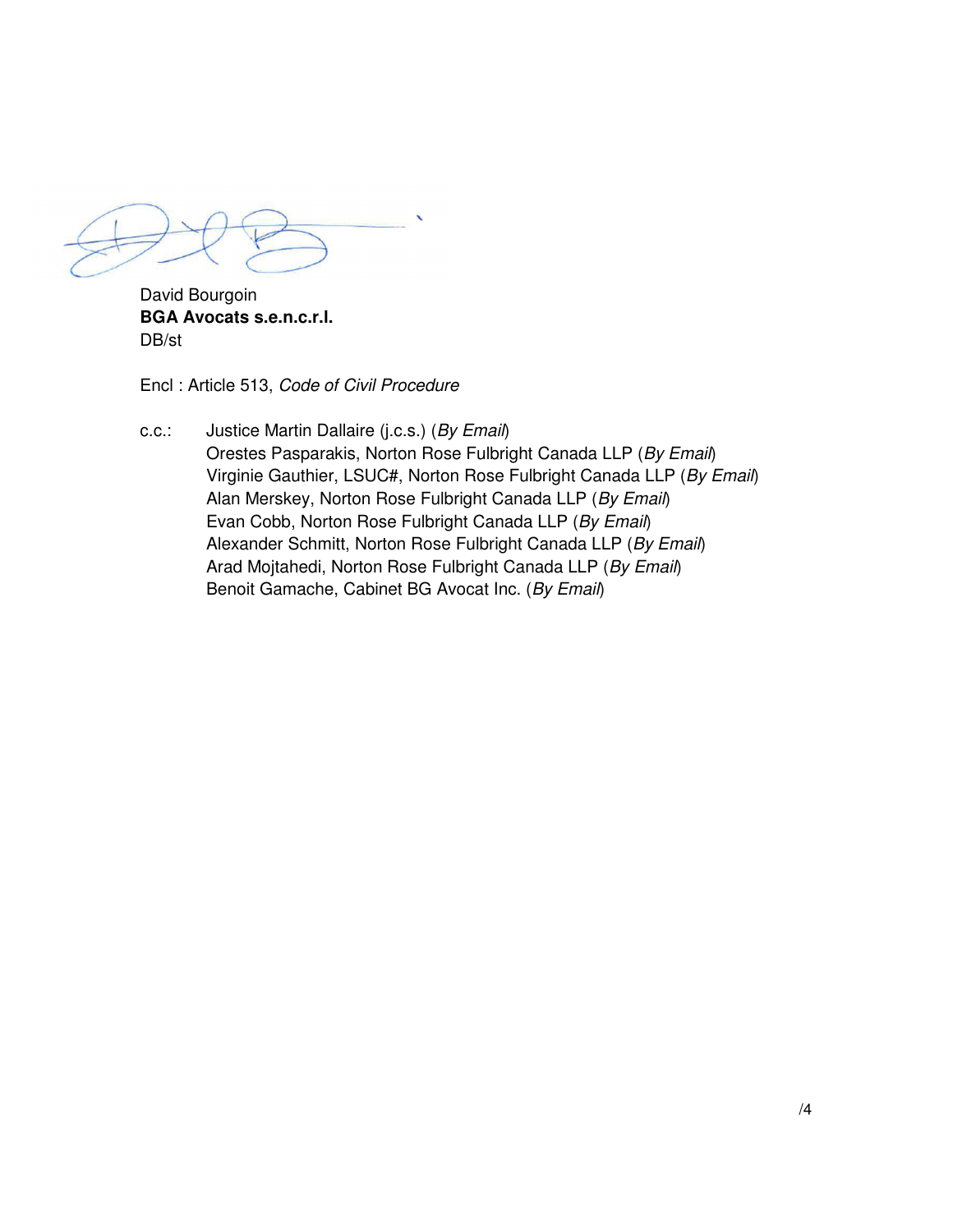David Bourgoin
**BGA Avocats s.e.n.c.r.l.**
DB/st

Encl : Article 513, *Code of Civil Procedure*

c.c.: Justice Martin Dallaire (j.c.s.) (*By Email*)
Orestes Pasparakis, Norton Rose Fulbright Canada LLP (*By Email*)
Virginie Gauthier, LSUC#, Norton Rose Fulbright Canada LLP (*By Email*)
Alan Merskey, Norton Rose Fulbright Canada LLP (*By Email*)
Evan Cobb, Norton Rose Fulbright Canada LLP (*By Email*)
Alexander Schmitt, Norton Rose Fulbright Canada LLP (*By Email*)
Arad Mojtahedi, Norton Rose Fulbright Canada LLP (*By Email*)
Benoit Gamache, Cabinet BG Avocat Inc. (*By Email*)